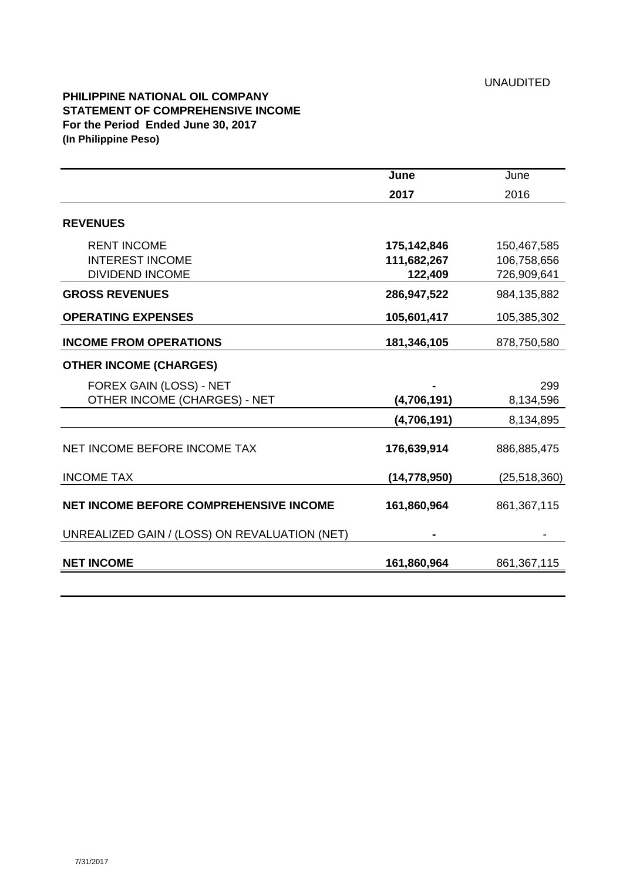UNAUDITED

**PHILIPPINE NATIONAL OIL COMPANY**
**STATEMENT OF COMPREHENSIVE INCOME**
**For the Period Ended June 30, 2017**
**(In Philippine Peso)**

| | **June 2017** | June 2016 |
|---|---|---|
| **REVENUES** | | |
| RENT INCOME | **175,142,846** | 150,467,585 |
| INTEREST INCOME | **111,682,267** | 106,758,656 |
| DIVIDEND INCOME | **122,409** | 726,909,641 |
| **GROSS REVENUES** | **286,947,522** | 984,135,882 |
| **OPERATING EXPENSES** | **105,601,417** | 105,385,302 |
| **INCOME FROM OPERATIONS** | **181,346,105** | 878,750,580 |
| **OTHER INCOME (CHARGES)** | | |
| FOREX GAIN (LOSS) - NET | **-** | 299 |
| OTHER INCOME (CHARGES) - NET | **(4,706,191)** | 8,134,596 |
| | **(4,706,191)** | 8,134,895 |
| NET INCOME BEFORE INCOME TAX | **176,639,914** | 886,885,475 |
| INCOME TAX | **(14,778,950)** | (25,518,360) |
| **NET INCOME BEFORE COMPREHENSIVE INCOME** | **161,860,964** | 861,367,115 |
| UNREALIZED GAIN / (LOSS) ON REVALUATION (NET) | **-** | - |
| **NET INCOME** | **161,860,964** | 861,367,115 |

7/31/2017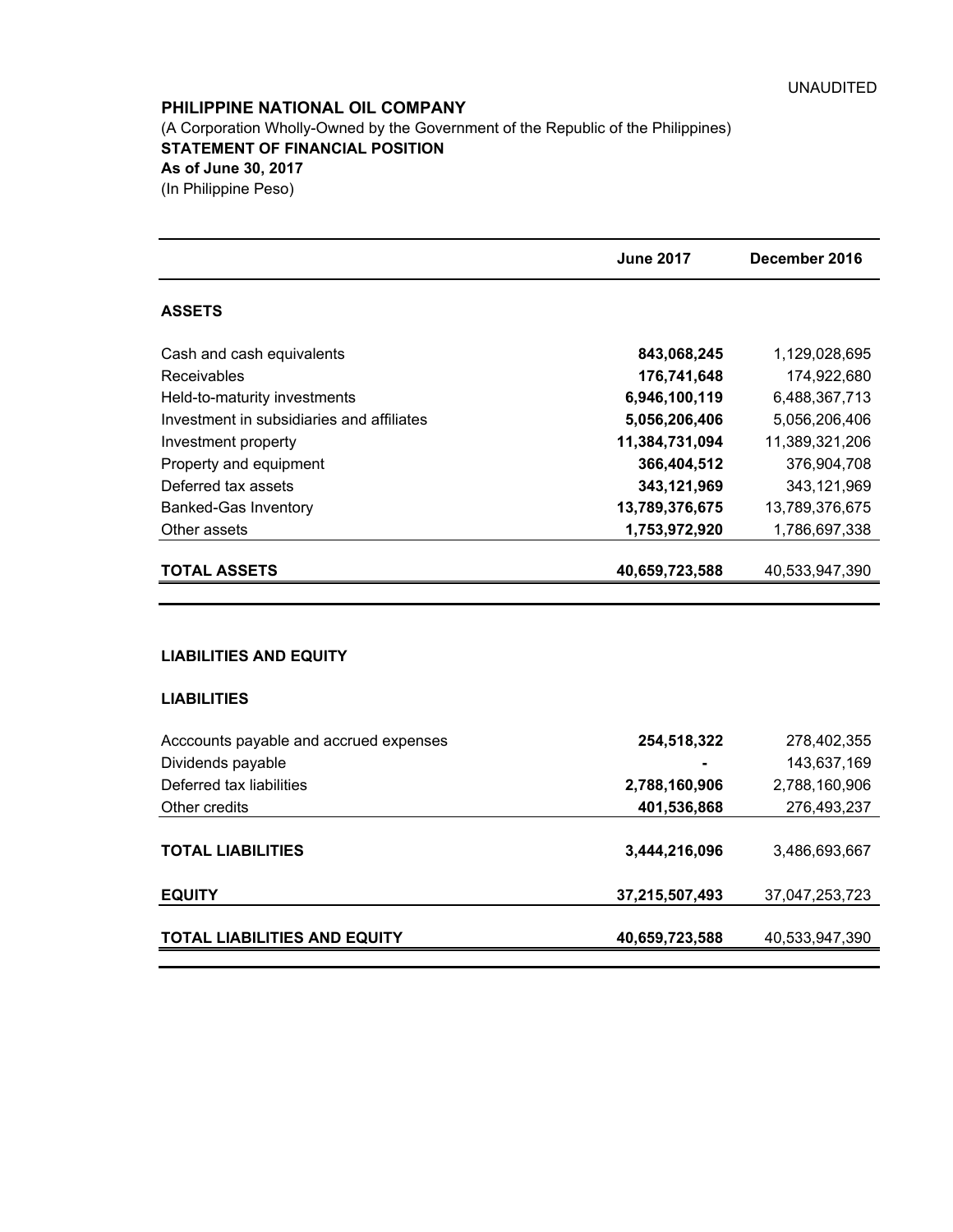UNAUDITED

**PHILIPPINE NATIONAL OIL COMPANY**

(A Corporation Wholly-Owned by the Government of the Republic of the Philippines)

**STATEMENT OF FINANCIAL POSITION**

**As of June 30, 2017**

(In Philippine Peso)

| | **June 2017** | **December 2016** |
|---|---|---|
| **ASSETS** | | |
| Cash and cash equivalents | **843,068,245** | 1,129,028,695 |
| Receivables | **176,741,648** | 174,922,680 |
| Held-to-maturity investments | **6,946,100,119** | 6,488,367,713 |
| Investment in subsidiaries and affiliates | **5,056,206,406** | 5,056,206,406 |
| Investment property | **11,384,731,094** | 11,389,321,206 |
| Property and equipment | **366,404,512** | 376,904,708 |
| Deferred tax assets | **343,121,969** | 343,121,969 |
| Banked-Gas Inventory | **13,789,376,675** | 13,789,376,675 |
| Other assets | **1,753,972,920** | 1,786,697,338 |
| **TOTAL ASSETS** | **40,659,723,588** | 40,533,947,390 |
| | | |
| **LIABILITIES AND EQUITY** | | |
| **LIABILITIES** | | |
| Acccounts payable and accrued expenses | **254,518,322** | 278,402,355 |
| Dividends payable | **-** | 143,637,169 |
| Deferred tax liabilities | **2,788,160,906** | 2,788,160,906 |
| Other credits | **401,536,868** | 276,493,237 |
| **TOTAL LIABILITIES** | **3,444,216,096** | 3,486,693,667 |
| **EQUITY** | **37,215,507,493** | 37,047,253,723 |
| **TOTAL LIABILITIES AND EQUITY** | **40,659,723,588** | 40,533,947,390 |